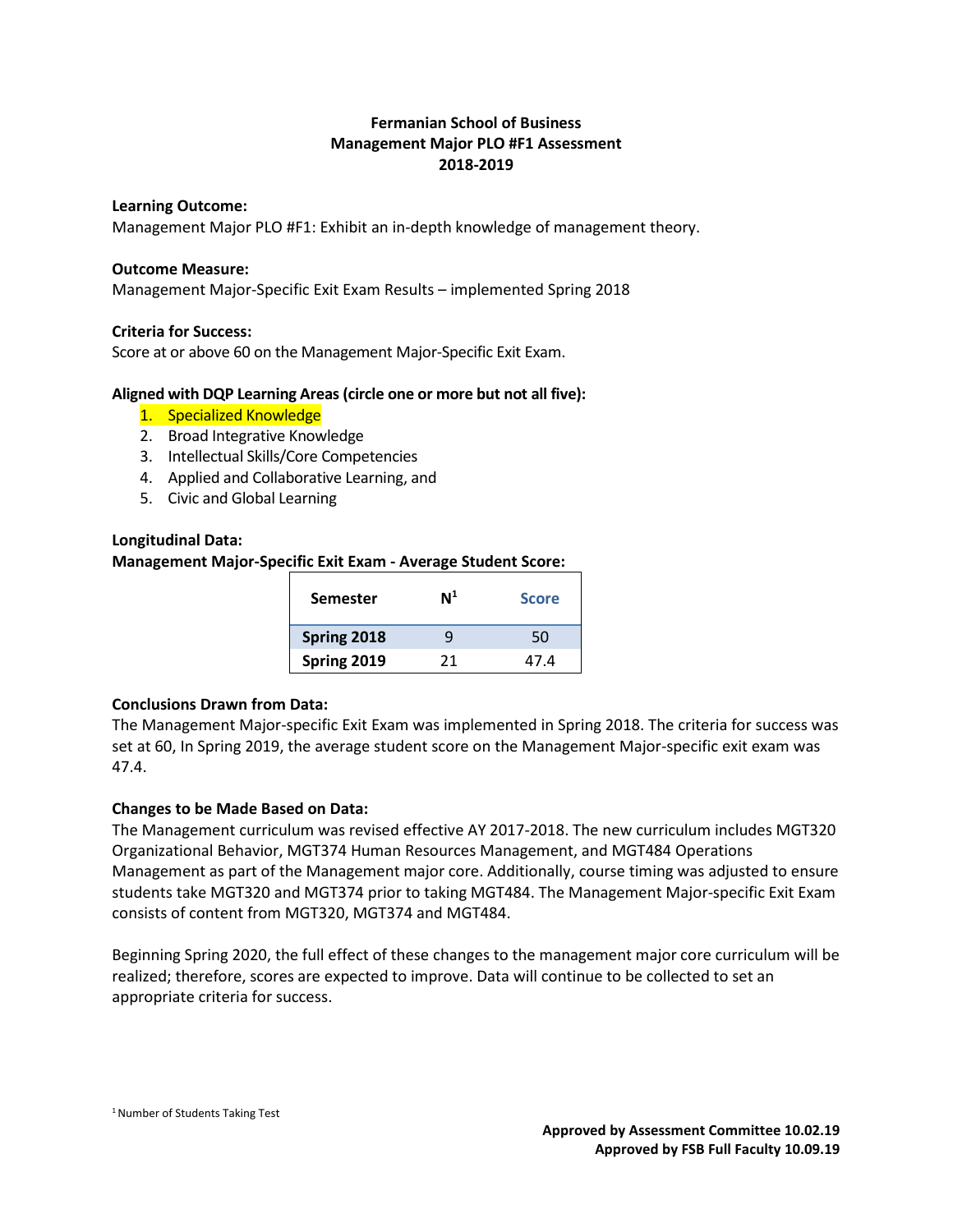**Fermanian School of Business**
**Management Major PLO #F1 Assessment**
**2018-2019**

**Learning Outcome:**
Management Major PLO #F1: Exhibit an in-depth knowledge of management theory.

**Outcome Measure:**
Management Major-Specific Exit Exam Results – implemented Spring 2018

**Criteria for Success:**
Score at or above 60 on the Management Major-Specific Exit Exam.

**Aligned with DQP Learning Areas (circle one or more but not all five):**

1. Specialized Knowledge
2. Broad Integrative Knowledge
3. Intellectual Skills/Core Competencies
4. Applied and Collaborative Learning, and
5. Civic and Global Learning

**Longitudinal Data:**
**Management Major-Specific Exit Exam - Average Student Score:**

| Semester | N[1] | Score |
|---|---|---|
| **Spring 2018** | 9 | 50 |
| **Spring 2019** | 21 | 47.4 |

**Conclusions Drawn from Data:**
The Management Major-specific Exit Exam was implemented in Spring 2018. The criteria for success was set at 60, In Spring 2019, the average student score on the Management Major-specific exit exam was 47.4.

**Changes to be Made Based on Data:**
The Management curriculum was revised effective AY 2017-2018. The new curriculum includes MGT320 Organizational Behavior, MGT374 Human Resources Management, and MGT484 Operations Management as part of the Management major core. Additionally, course timing was adjusted to ensure students take MGT320 and MGT374 prior to taking MGT484. The Management Major-specific Exit Exam consists of content from MGT320, MGT374 and MGT484.

Beginning Spring 2020, the full effect of these changes to the management major core curriculum will be realized; therefore, scores are expected to improve. Data will continue to be collected to set an appropriate criteria for success.

[1] Number of Students Taking Test

**Approved by Assessment Committee 10.02.19**
**Approved by FSB Full Faculty 10.09.19**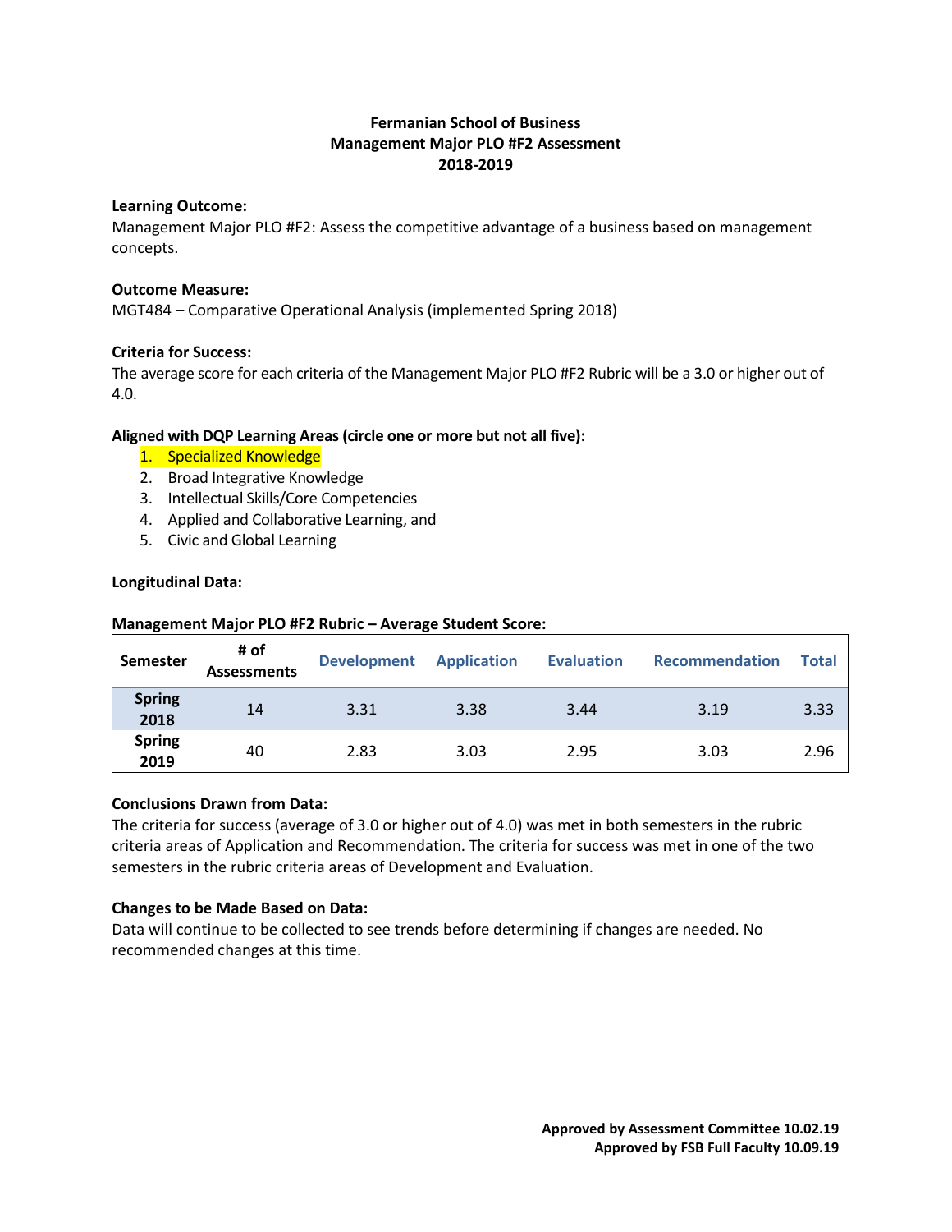**Fermanian School of Business**
**Management Major PLO #F2 Assessment**
**2018-2019**

**Learning Outcome:**
Management Major PLO #F2: Assess the competitive advantage of a business based on management concepts.

**Outcome Measure:**
MGT484 – Comparative Operational Analysis (implemented Spring 2018)

**Criteria for Success:**
The average score for each criteria of the Management Major PLO #F2 Rubric will be a 3.0 or higher out of 4.0.

**Aligned with DQP Learning Areas (circle one or more but not all five):**

1. Specialized Knowledge
2. Broad Integrative Knowledge
3. Intellectual Skills/Core Competencies
4. Applied and Collaborative Learning, and
5. Civic and Global Learning

**Longitudinal Data:**

**Management Major PLO #F2 Rubric – Average Student Score:**

| Semester | # of Assessments | Development | Application | Evaluation | Recommendation | Total |
|---|---|---|---|---|---|---|
| Spring 2018 | 14 | 3.31 | 3.38 | 3.44 | 3.19 | 3.33 |
| Spring 2019 | 40 | 2.83 | 3.03 | 2.95 | 3.03 | 2.96 |

**Conclusions Drawn from Data:**
The criteria for success (average of 3.0 or higher out of 4.0) was met in both semesters in the rubric criteria areas of Application and Recommendation. The criteria for success was met in one of the two semesters in the rubric criteria areas of Development and Evaluation.

**Changes to be Made Based on Data:**
Data will continue to be collected to see trends before determining if changes are needed. No recommended changes at this time.

**Approved by Assessment Committee 10.02.19**
**Approved by FSB Full Faculty 10.09.19**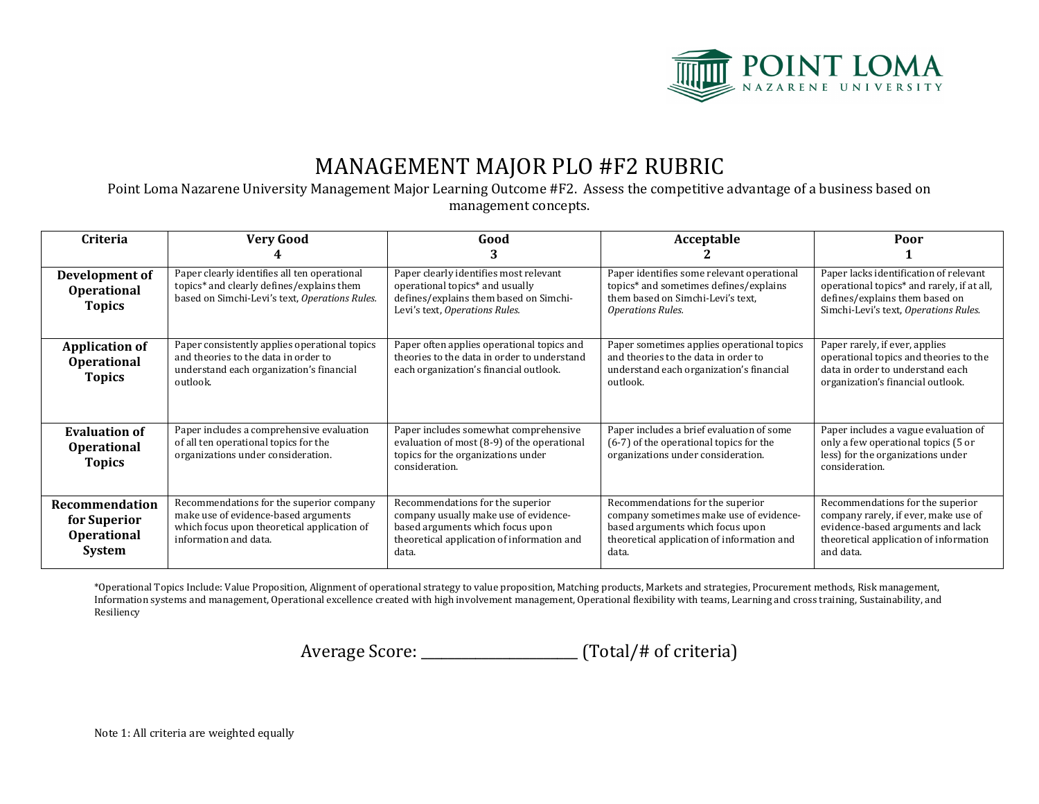# MANAGEMENT MAJOR PLO #F2 RUBRIC

Point Loma Nazarene University Management Major Learning Outcome #F2. Assess the competitive advantage of a business based on management concepts.

| Criteria | Very Good 4 | Good 3 | Acceptable 2 | Poor 1 |
|---|---|---|---|---|
| **Development of Operational Topics** | Paper clearly identifies all ten operational topics* and clearly defines/explains them based on Simchi-Levi's text, *Operations Rules.* | Paper clearly identifies most relevant operational topics* and usually defines/explains them based on Simchi-Levi's text, *Operations Rules.* | Paper identifies some relevant operational topics* and sometimes defines/explains them based on Simchi-Levi's text, *Operations Rules.* | Paper lacks identification of relevant operational topics* and rarely, if at all, defines/explains them based on Simchi-Levi's text, *Operations Rules.* |
| **Application of Operational Topics** | Paper consistently applies operational topics and theories to the data in order to understand each organization's financial outlook. | Paper often applies operational topics and theories to the data in order to understand each organization's financial outlook. | Paper sometimes applies operational topics and theories to the data in order to understand each organization's financial outlook. | Paper rarely, if ever, applies operational topics and theories to the data in order to understand each organization's financial outlook. |
| **Evaluation of Operational Topics** | Paper includes a comprehensive evaluation of all ten operational topics for the organizations under consideration. | Paper includes somewhat comprehensive evaluation of most (8-9) of the operational topics for the organizations under consideration. | Paper includes a brief evaluation of some (6-7) of the operational topics for the organizations under consideration. | Paper includes a vague evaluation of only a few operational topics (5 or less) for the organizations under consideration. |
| **Recommendation for Superior Operational System** | Recommendations for the superior company make use of evidence-based arguments which focus upon theoretical application of information and data. | Recommendations for the superior company usually make use of evidence-based arguments which focus upon theoretical application of information and data. | Recommendations for the superior company sometimes make use of evidence-based arguments which focus upon theoretical application of information and data. | Recommendations for the superior company rarely, if ever, make use of evidence-based arguments and lack theoretical application of information and data. |

*Operational Topics Include: Value Proposition, Alignment of operational strategy to value proposition, Matching products, Markets and strategies, Procurement methods, Risk management, Information systems and management, Operational excellence created with high involvement management, Operational flexibility with teams, Learning and cross training, Sustainability, and Resiliency

Average Score: ______________________ (Total/# of criteria)

Note 1: All criteria are weighted equally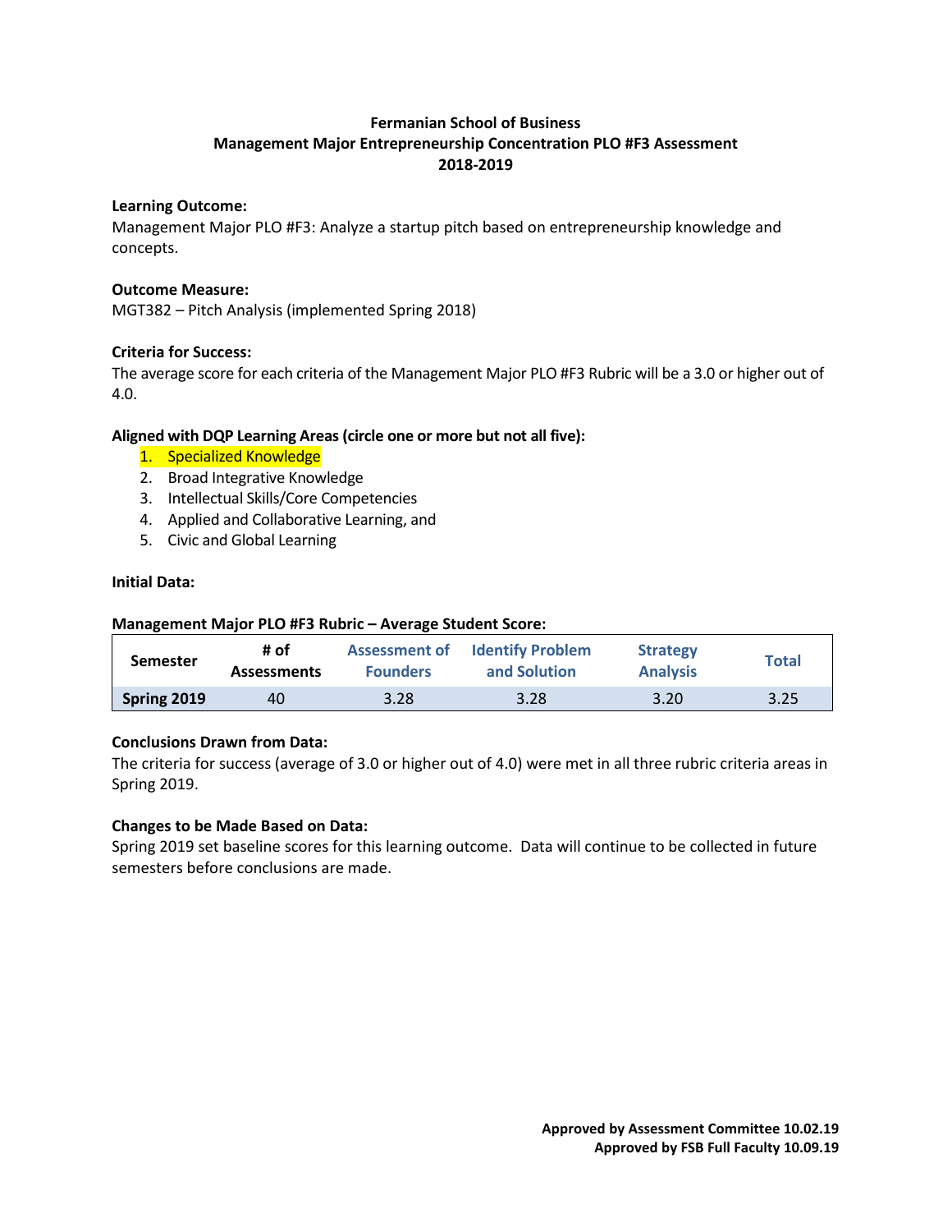**Fermanian School of Business**
**Management Major Entrepreneurship Concentration PLO #F3 Assessment**
**2018-2019**

**Learning Outcome:**
Management Major PLO #F3: Analyze a startup pitch based on entrepreneurship knowledge and concepts.

**Outcome Measure:**
MGT382 – Pitch Analysis (implemented Spring 2018)

**Criteria for Success:**
The average score for each criteria of the Management Major PLO #F3 Rubric will be a 3.0 or higher out of 4.0.

**Aligned with DQP Learning Areas (circle one or more but not all five):**

1. Specialized Knowledge
2. Broad Integrative Knowledge
3. Intellectual Skills/Core Competencies
4. Applied and Collaborative Learning, and
5. Civic and Global Learning

**Initial Data:**

**Management Major PLO #F3 Rubric – Average Student Score:**

| Semester | # of Assessments | Assessment of Founders | Identify Problem and Solution | Strategy Analysis | Total |
|---|---|---|---|---|---|
| **Spring 2019** | 40 | 3.28 | 3.28 | 3.20 | 3.25 |

**Conclusions Drawn from Data:**
The criteria for success (average of 3.0 or higher out of 4.0) were met in all three rubric criteria areas in Spring 2019.

**Changes to be Made Based on Data:**
Spring 2019 set baseline scores for this learning outcome. Data will continue to be collected in future semesters before conclusions are made.

**Approved by Assessment Committee 10.02.19**
**Approved by FSB Full Faculty 10.09.19**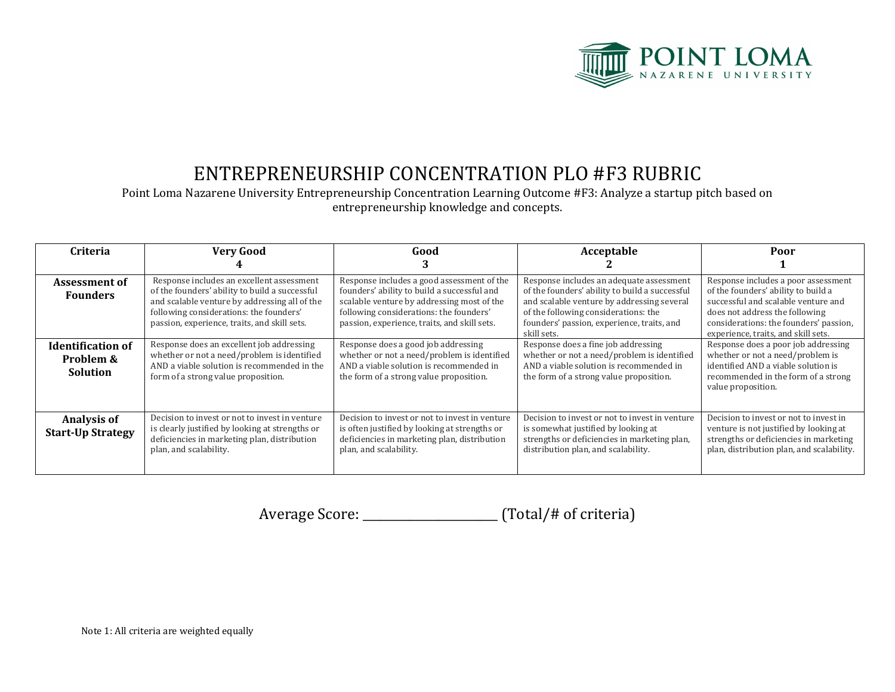# ENTREPRENEURSHIP CONCENTRATION PLO #F3 RUBRIC

Point Loma Nazarene University Entrepreneurship Concentration Learning Outcome #F3: Analyze a startup pitch based on entrepreneurship knowledge and concepts.

| Criteria | Very Good 4 | Good 3 | Acceptable 2 | Poor 1 |
|---|---|---|---|---|
| **Assessment of Founders** | Response includes an excellent assessment of the founders' ability to build a successful and scalable venture by addressing all of the following considerations: the founders' passion, experience, traits, and skill sets. | Response includes a good assessment of the founders' ability to build a successful and scalable venture by addressing most of the following considerations: the founders' passion, experience, traits, and skill sets. | Response includes an adequate assessment of the founders' ability to build a successful and scalable venture by addressing several of the following considerations: the founders' passion, experience, traits, and skill sets. | Response includes a poor assessment of the founders' ability to build a successful and scalable venture and does not address the following considerations: the founders' passion, experience, traits, and skill sets. |
| **Identification of Problem & Solution** | Response does an excellent job addressing whether or not a need/problem is identified AND a viable solution is recommended in the form of a strong value proposition. | Response does a good job addressing whether or not a need/problem is identified AND a viable solution is recommended in the form of a strong value proposition. | Response does a fine job addressing whether or not a need/problem is identified AND a viable solution is recommended in the form of a strong value proposition. | Response does a poor job addressing whether or not a need/problem is identified AND a viable solution is recommended in the form of a strong value proposition. |
| **Analysis of Start-Up Strategy** | Decision to invest or not to invest in venture is clearly justified by looking at strengths or deficiencies in marketing plan, distribution plan, and scalability. | Decision to invest or not to invest in venture is often justified by looking at strengths or deficiencies in marketing plan, distribution plan, and scalability. | Decision to invest or not to invest in venture is somewhat justified by looking at strengths or deficiencies in marketing plan, distribution plan, and scalability. | Decision to invest or not to invest in venture is not justified by looking at strengths or deficiencies in marketing plan, distribution plan, and scalability. |

Average Score: ________________________ (Total/# of criteria)

Note 1: All criteria are weighted equally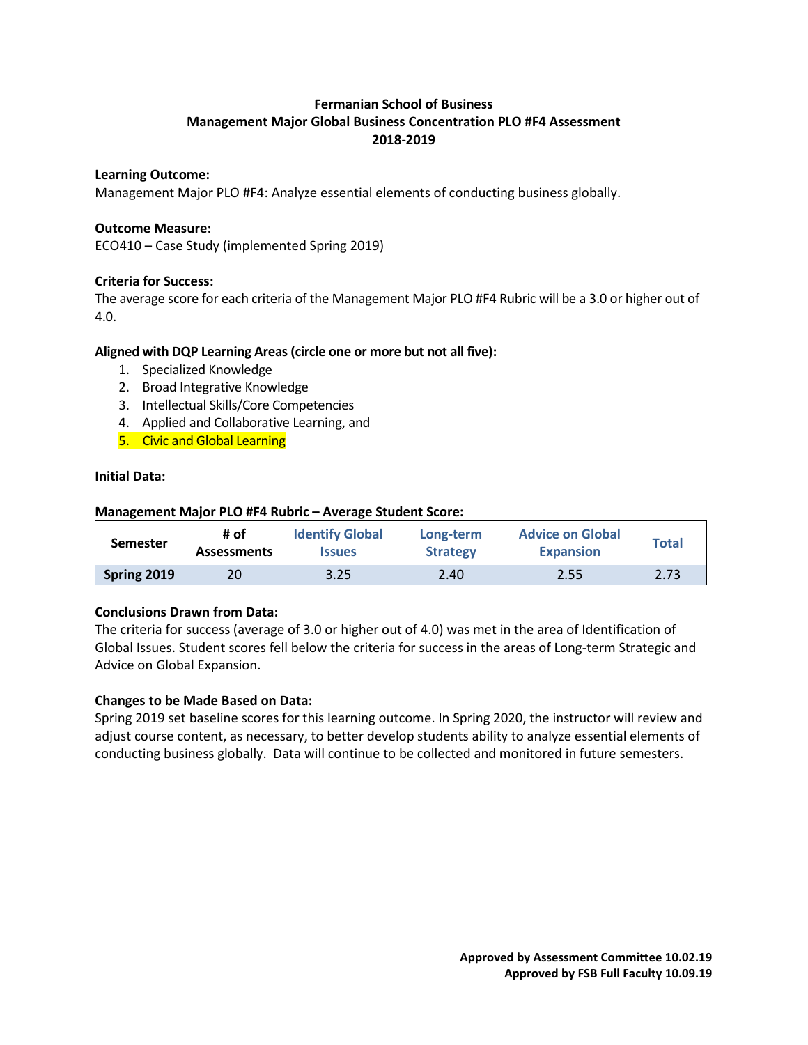**Fermanian School of Business**
**Management Major Global Business Concentration PLO #F4 Assessment**
**2018-2019**

**Learning Outcome:**
Management Major PLO #F4: Analyze essential elements of conducting business globally.

**Outcome Measure:**
ECO410 – Case Study (implemented Spring 2019)

**Criteria for Success:**
The average score for each criteria of the Management Major PLO #F4 Rubric will be a 3.0 or higher out of 4.0.

**Aligned with DQP Learning Areas (circle one or more but not all five):**

1. Specialized Knowledge
2. Broad Integrative Knowledge
3. Intellectual Skills/Core Competencies
4. Applied and Collaborative Learning, and
5. Civic and Global Learning

**Initial Data:**

**Management Major PLO #F4 Rubric – Average Student Score:**

| Semester | # of Assessments | Identify Global Issues | Long-term Strategy | Advice on Global Expansion | Total |
|---|---|---|---|---|---|
| **Spring 2019** | 20 | 3.25 | 2.40 | 2.55 | 2.73 |

**Conclusions Drawn from Data:**
The criteria for success (average of 3.0 or higher out of 4.0) was met in the area of Identification of Global Issues. Student scores fell below the criteria for success in the areas of Long-term Strategic and Advice on Global Expansion.

**Changes to be Made Based on Data:**
Spring 2019 set baseline scores for this learning outcome. In Spring 2020, the instructor will review and adjust course content, as necessary, to better develop students ability to analyze essential elements of conducting business globally. Data will continue to be collected and monitored in future semesters.

**Approved by Assessment Committee 10.02.19**
**Approved by FSB Full Faculty 10.09.19**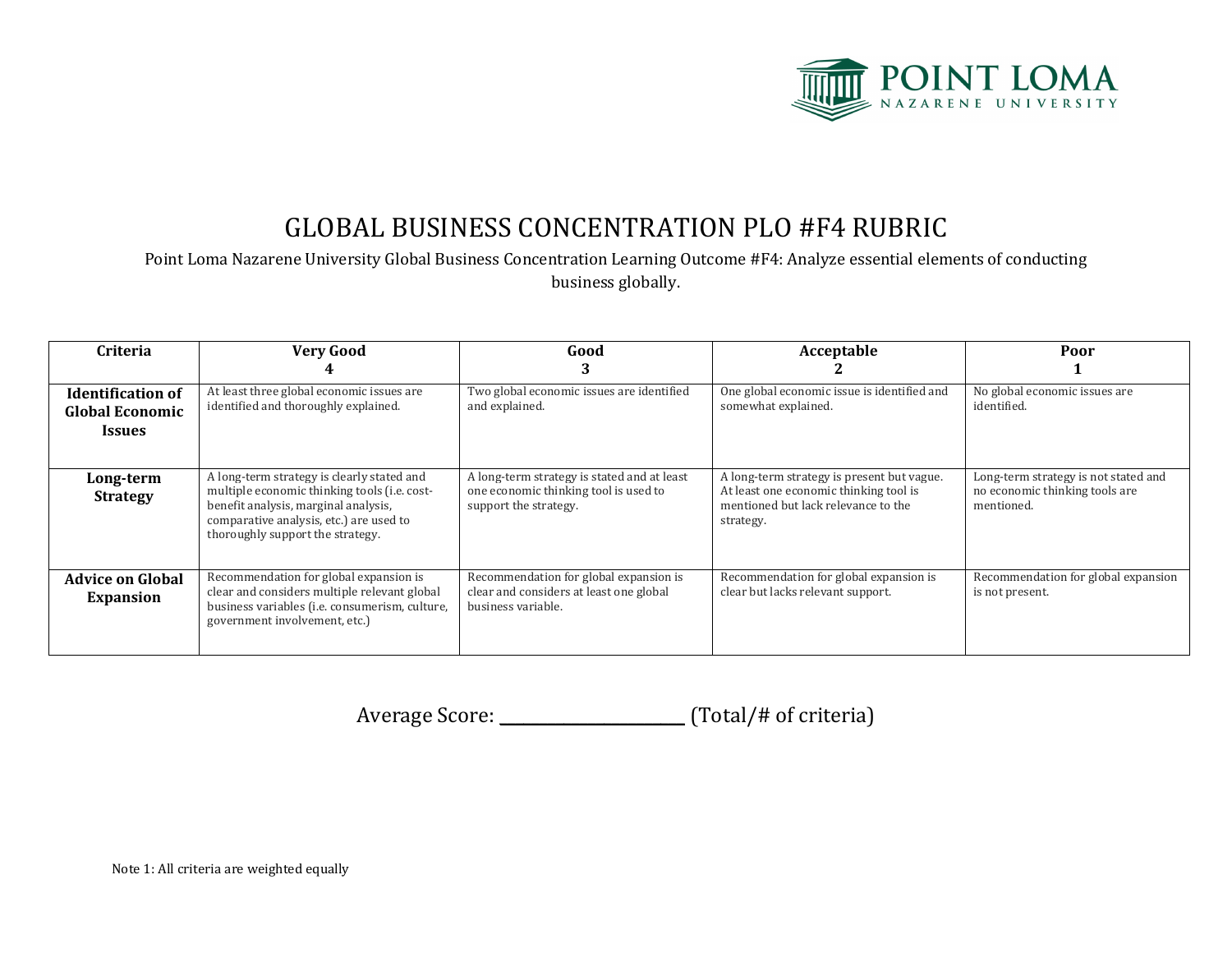# GLOBAL BUSINESS CONCENTRATION PLO #F4 RUBRIC

Point Loma Nazarene University Global Business Concentration Learning Outcome #F4: Analyze essential elements of conducting business globally.

| Criteria | Very Good<br>4 | Good<br>3 | Acceptable<br>2 | Poor<br>1 |
|---|---|---|---|---|
| **Identification of Global Economic Issues** | At least three global economic issues are identified and thoroughly explained. | Two global economic issues are identified and explained. | One global economic issue is identified and somewhat explained. | No global economic issues are identified. |
| **Long-term Strategy** | A long-term strategy is clearly stated and multiple economic thinking tools (i.e. cost-benefit analysis, marginal analysis, comparative analysis, etc.) are used to thoroughly support the strategy. | A long-term strategy is stated and at least one economic thinking tool is used to support the strategy. | A long-term strategy is present but vague. At least one economic thinking tool is mentioned but lack relevance to the strategy. | Long-term strategy is not stated and no economic thinking tools are mentioned. |
| **Advice on Global Expansion** | Recommendation for global expansion is clear and considers multiple relevant global business variables (i.e. consumerism, culture, government involvement, etc.) | Recommendation for global expansion is clear and considers at least one global business variable. | Recommendation for global expansion is clear but lacks relevant support. | Recommendation for global expansion is not present. |

Average Score: ______________________ (Total/# of criteria)

Note 1: All criteria are weighted equally